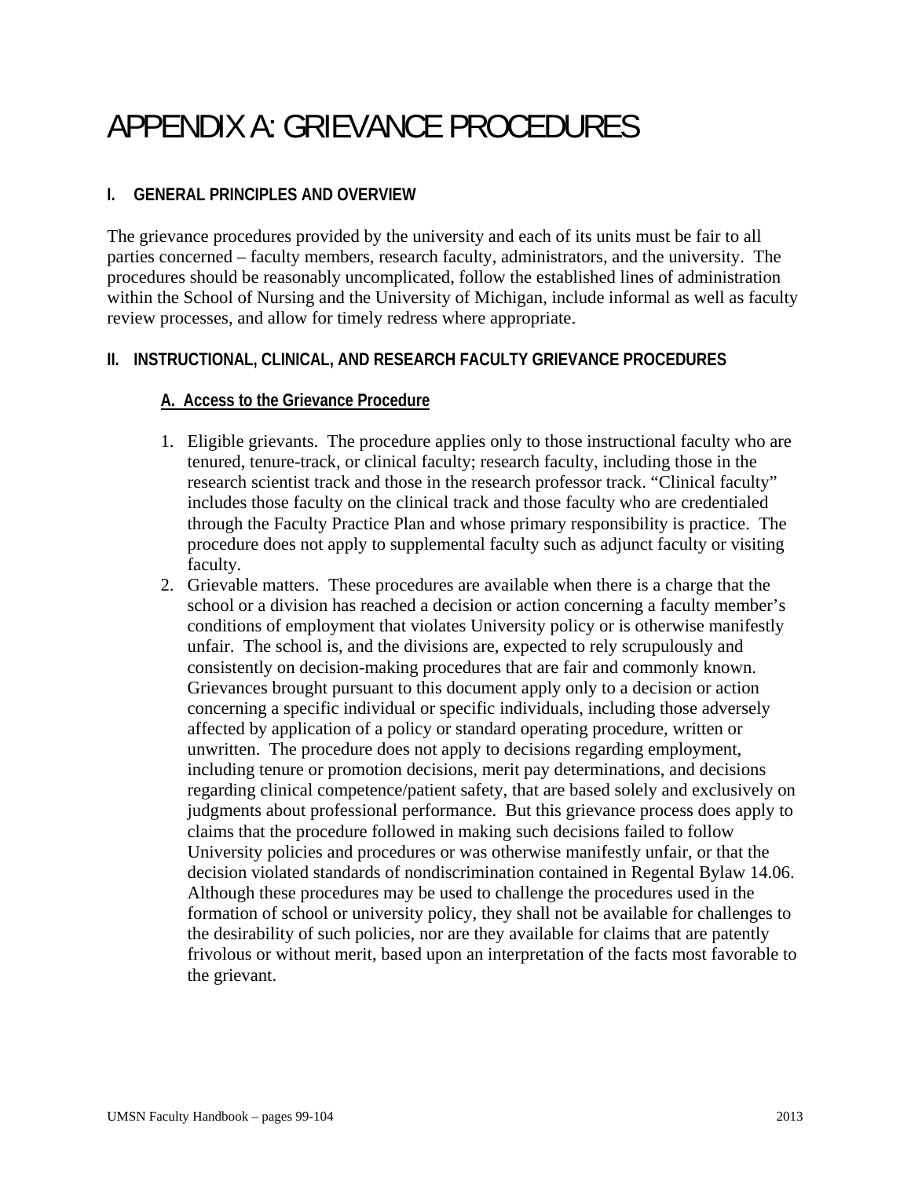# APPENDIX A: GRIEVANCE PROCEDURES

## I. GENERAL PRINCIPLES AND OVERVIEW

The grievance procedures provided by the university and each of its units must be fair to all parties concerned – faculty members, research faculty, administrators, and the university. The procedures should be reasonably uncomplicated, follow the established lines of administration within the School of Nursing and the University of Michigan, include informal as well as faculty review processes, and allow for timely redress where appropriate.

## II. INSTRUCTIONAL, CLINICAL, AND RESEARCH FACULTY GRIEVANCE PROCEDURES

### A. Access to the Grievance Procedure

1. Eligible grievants. The procedure applies only to those instructional faculty who are tenured, tenure-track, or clinical faculty; research faculty, including those in the research scientist track and those in the research professor track. "Clinical faculty" includes those faculty on the clinical track and those faculty who are credentialed through the Faculty Practice Plan and whose primary responsibility is practice. The procedure does not apply to supplemental faculty such as adjunct faculty or visiting faculty.
2. Grievable matters. These procedures are available when there is a charge that the school or a division has reached a decision or action concerning a faculty member's conditions of employment that violates University policy or is otherwise manifestly unfair. The school is, and the divisions are, expected to rely scrupulously and consistently on decision-making procedures that are fair and commonly known. Grievances brought pursuant to this document apply only to a decision or action concerning a specific individual or specific individuals, including those adversely affected by application of a policy or standard operating procedure, written or unwritten. The procedure does not apply to decisions regarding employment, including tenure or promotion decisions, merit pay determinations, and decisions regarding clinical competence/patient safety, that are based solely and exclusively on judgments about professional performance. But this grievance process does apply to claims that the procedure followed in making such decisions failed to follow University policies and procedures or was otherwise manifestly unfair, or that the decision violated standards of nondiscrimination contained in Regental Bylaw 14.06. Although these procedures may be used to challenge the procedures used in the formation of school or university policy, they shall not be available for challenges to the desirability of such policies, nor are they available for claims that are patently frivolous or without merit, based upon an interpretation of the facts most favorable to the grievant.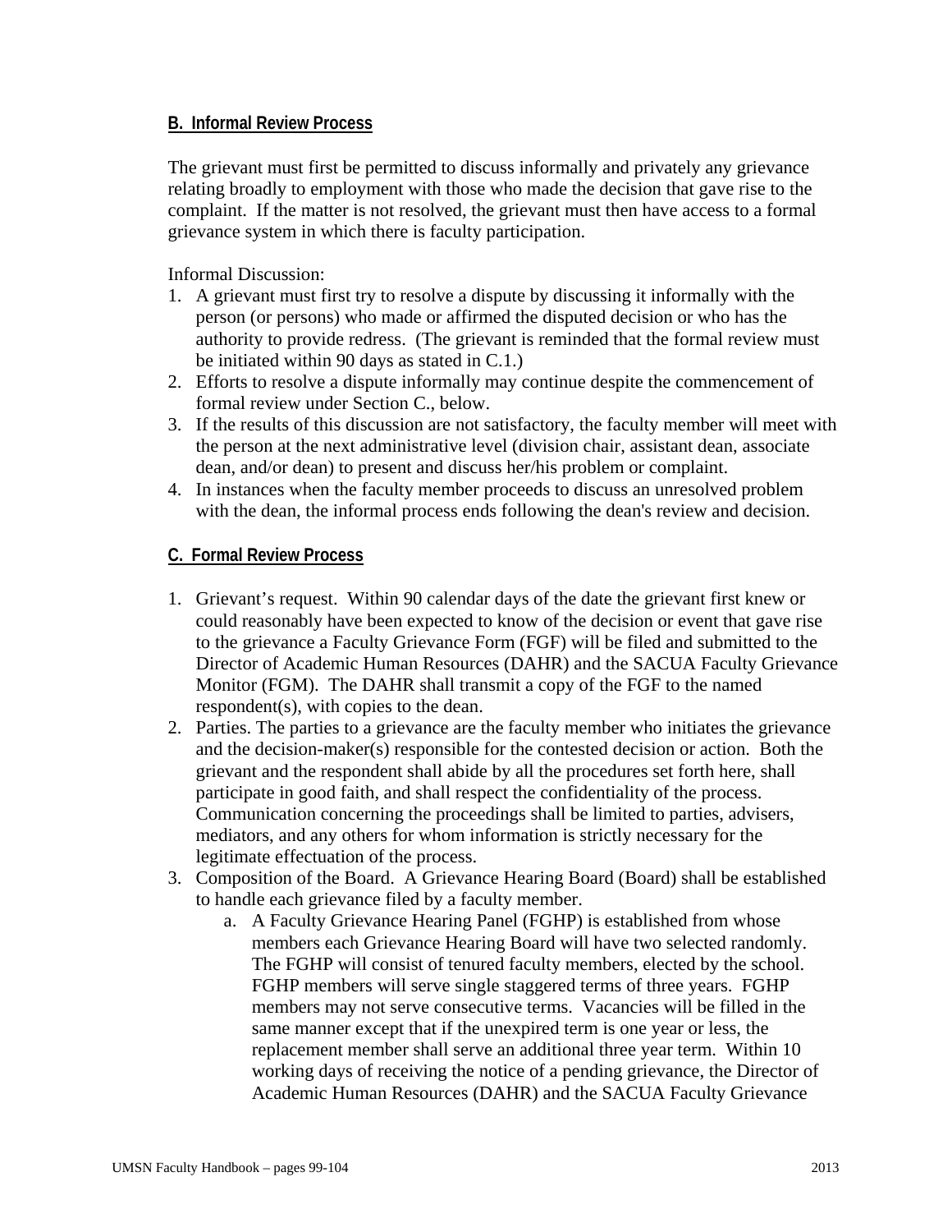### B. Informal Review Process

The grievant must first be permitted to discuss informally and privately any grievance relating broadly to employment with those who made the decision that gave rise to the complaint. If the matter is not resolved, the grievant must then have access to a formal grievance system in which there is faculty participation.

Informal Discussion:

1. A grievant must first try to resolve a dispute by discussing it informally with the person (or persons) who made or affirmed the disputed decision or who has the authority to provide redress. (The grievant is reminded that the formal review must be initiated within 90 days as stated in C.1.)
2. Efforts to resolve a dispute informally may continue despite the commencement of formal review under Section C., below.
3. If the results of this discussion are not satisfactory, the faculty member will meet with the person at the next administrative level (division chair, assistant dean, associate dean, and/or dean) to present and discuss her/his problem or complaint.
4. In instances when the faculty member proceeds to discuss an unresolved problem with the dean, the informal process ends following the dean's review and decision.

### C. Formal Review Process

1. Grievant's request. Within 90 calendar days of the date the grievant first knew or could reasonably have been expected to know of the decision or event that gave rise to the grievance a Faculty Grievance Form (FGF) will be filed and submitted to the Director of Academic Human Resources (DAHR) and the SACUA Faculty Grievance Monitor (FGM). The DAHR shall transmit a copy of the FGF to the named respondent(s), with copies to the dean.
2. Parties. The parties to a grievance are the faculty member who initiates the grievance and the decision-maker(s) responsible for the contested decision or action. Both the grievant and the respondent shall abide by all the procedures set forth here, shall participate in good faith, and shall respect the confidentiality of the process. Communication concerning the proceedings shall be limited to parties, advisers, mediators, and any others for whom information is strictly necessary for the legitimate effectuation of the process.
3. Composition of the Board. A Grievance Hearing Board (Board) shall be established to handle each grievance filed by a faculty member.
   a. A Faculty Grievance Hearing Panel (FGHP) is established from whose members each Grievance Hearing Board will have two selected randomly. The FGHP will consist of tenured faculty members, elected by the school. FGHP members will serve single staggered terms of three years. FGHP members may not serve consecutive terms. Vacancies will be filled in the same manner except that if the unexpired term is one year or less, the replacement member shall serve an additional three year term. Within 10 working days of receiving the notice of a pending grievance, the Director of Academic Human Resources (DAHR) and the SACUA Faculty Grievance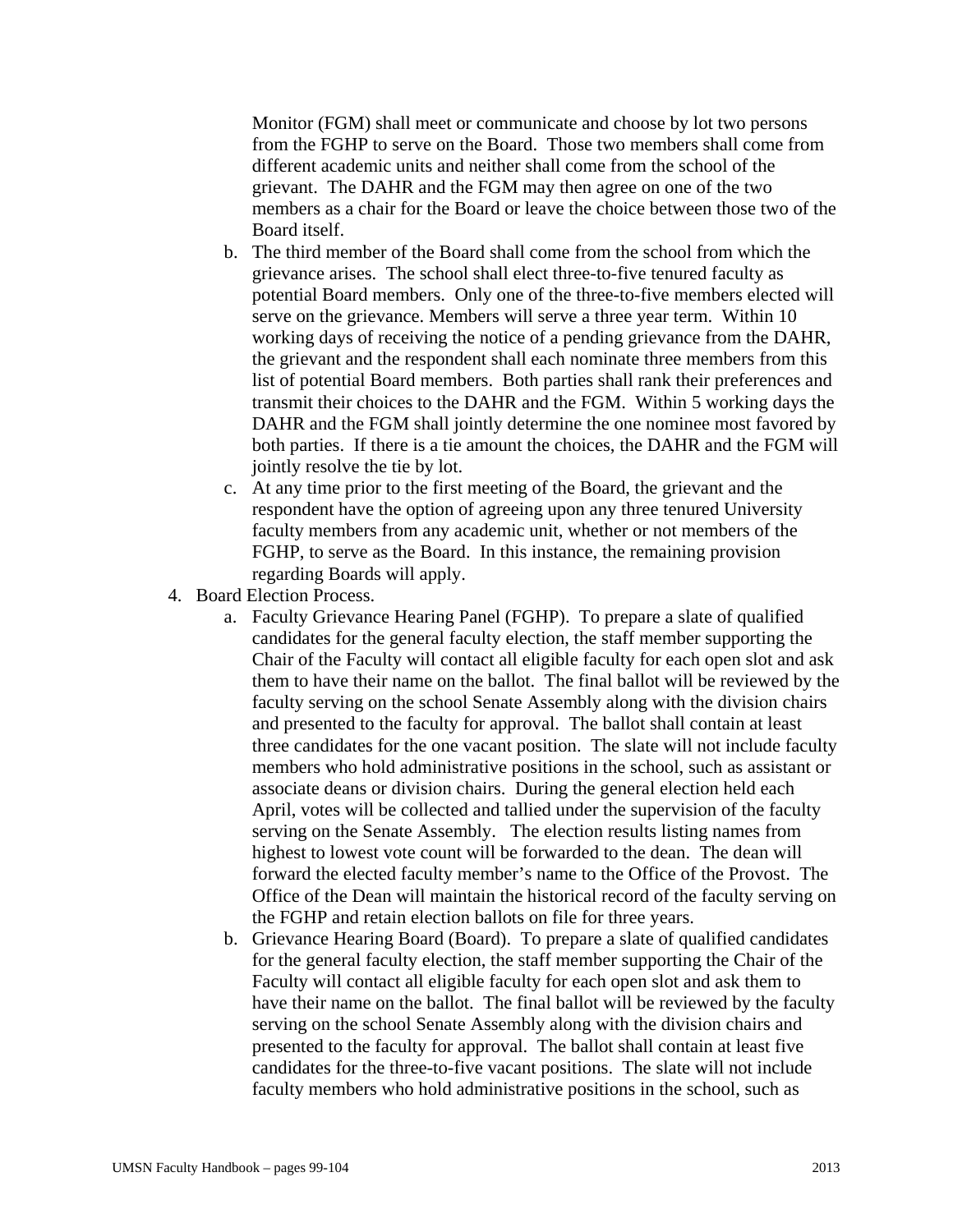Monitor (FGM) shall meet or communicate and choose by lot two persons from the FGHP to serve on the Board. Those two members shall come from different academic units and neither shall come from the school of the grievant. The DAHR and the FGM may then agree on one of the two members as a chair for the Board or leave the choice between those two of the Board itself.

b. The third member of the Board shall come from the school from which the grievance arises. The school shall elect three-to-five tenured faculty as potential Board members. Only one of the three-to-five members elected will serve on the grievance. Members will serve a three year term. Within 10 working days of receiving the notice of a pending grievance from the DAHR, the grievant and the respondent shall each nominate three members from this list of potential Board members. Both parties shall rank their preferences and transmit their choices to the DAHR and the FGM. Within 5 working days the DAHR and the FGM shall jointly determine the one nominee most favored by both parties. If there is a tie amount the choices, the DAHR and the FGM will jointly resolve the tie by lot.

c. At any time prior to the first meeting of the Board, the grievant and the respondent have the option of agreeing upon any three tenured University faculty members from any academic unit, whether or not members of the FGHP, to serve as the Board. In this instance, the remaining provision regarding Boards will apply.

4. Board Election Process.

   a. Faculty Grievance Hearing Panel (FGHP). To prepare a slate of qualified candidates for the general faculty election, the staff member supporting the Chair of the Faculty will contact all eligible faculty for each open slot and ask them to have their name on the ballot. The final ballot will be reviewed by the faculty serving on the school Senate Assembly along with the division chairs and presented to the faculty for approval. The ballot shall contain at least three candidates for the one vacant position. The slate will not include faculty members who hold administrative positions in the school, such as assistant or associate deans or division chairs. During the general election held each April, votes will be collected and tallied under the supervision of the faculty serving on the Senate Assembly. The election results listing names from highest to lowest vote count will be forwarded to the dean. The dean will forward the elected faculty member's name to the Office of the Provost. The Office of the Dean will maintain the historical record of the faculty serving on the FGHP and retain election ballots on file for three years.

   b. Grievance Hearing Board (Board). To prepare a slate of qualified candidates for the general faculty election, the staff member supporting the Chair of the Faculty will contact all eligible faculty for each open slot and ask them to have their name on the ballot. The final ballot will be reviewed by the faculty serving on the school Senate Assembly along with the division chairs and presented to the faculty for approval. The ballot shall contain at least five candidates for the three-to-five vacant positions. The slate will not include faculty members who hold administrative positions in the school, such as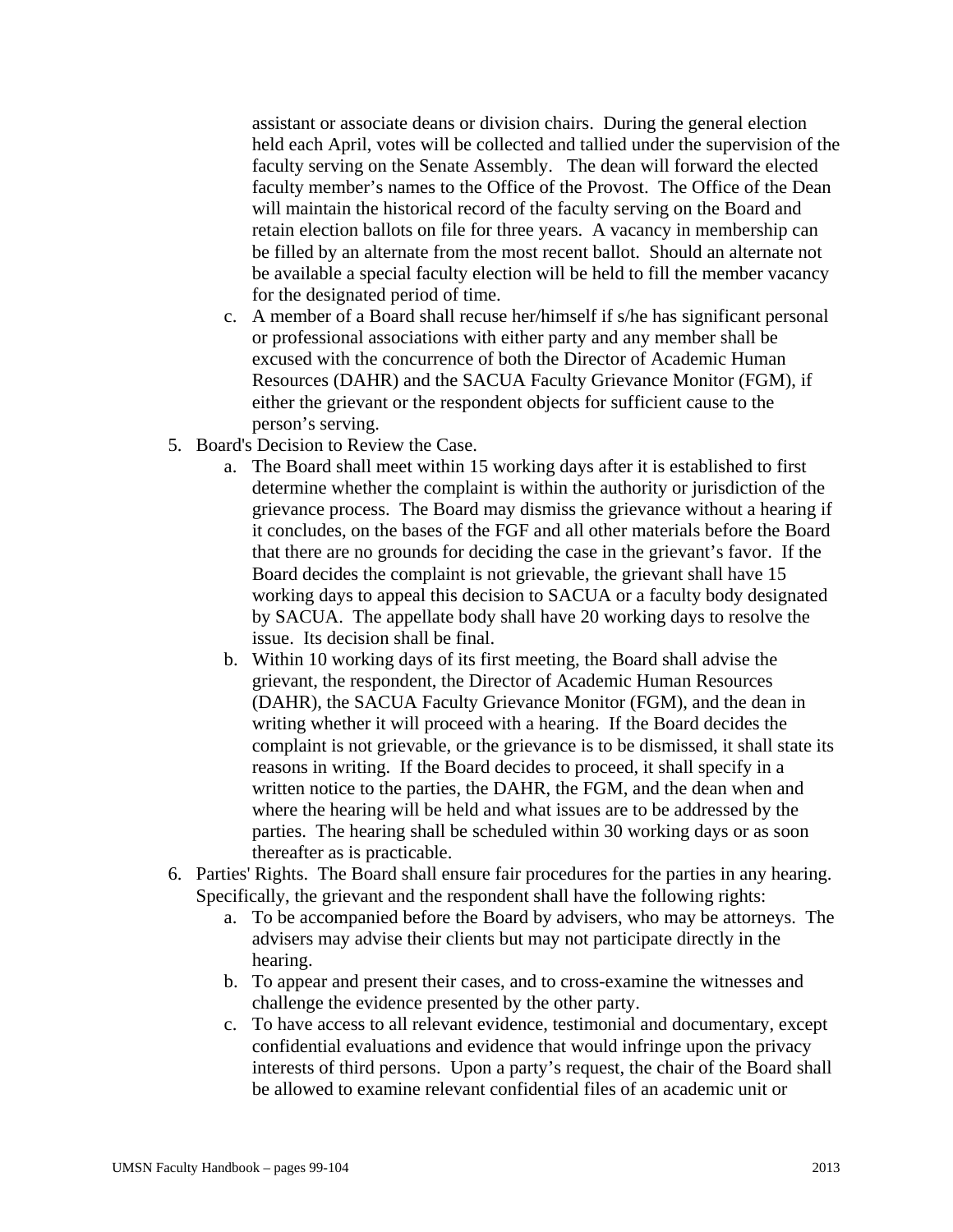assistant or associate deans or division chairs. During the general election held each April, votes will be collected and tallied under the supervision of the faculty serving on the Senate Assembly. The dean will forward the elected faculty member's names to the Office of the Provost. The Office of the Dean will maintain the historical record of the faculty serving on the Board and retain election ballots on file for three years. A vacancy in membership can be filled by an alternate from the most recent ballot. Should an alternate not be available a special faculty election will be held to fill the member vacancy for the designated period of time.

   c. A member of a Board shall recuse her/himself if s/he has significant personal or professional associations with either party and any member shall be excused with the concurrence of both the Director of Academic Human Resources (DAHR) and the SACUA Faculty Grievance Monitor (FGM), if either the grievant or the respondent objects for sufficient cause to the person's serving.

5. Board's Decision to Review the Case.
   a. The Board shall meet within 15 working days after it is established to first determine whether the complaint is within the authority or jurisdiction of the grievance process. The Board may dismiss the grievance without a hearing if it concludes, on the bases of the FGF and all other materials before the Board that there are no grounds for deciding the case in the grievant's favor. If the Board decides the complaint is not grievable, the grievant shall have 15 working days to appeal this decision to SACUA or a faculty body designated by SACUA. The appellate body shall have 20 working days to resolve the issue. Its decision shall be final.
   b. Within 10 working days of its first meeting, the Board shall advise the grievant, the respondent, the Director of Academic Human Resources (DAHR), the SACUA Faculty Grievance Monitor (FGM), and the dean in writing whether it will proceed with a hearing. If the Board decides the complaint is not grievable, or the grievance is to be dismissed, it shall state its reasons in writing. If the Board decides to proceed, it shall specify in a written notice to the parties, the DAHR, the FGM, and the dean when and where the hearing will be held and what issues are to be addressed by the parties. The hearing shall be scheduled within 30 working days or as soon thereafter as is practicable.

6. Parties' Rights. The Board shall ensure fair procedures for the parties in any hearing. Specifically, the grievant and the respondent shall have the following rights:
   a. To be accompanied before the Board by advisers, who may be attorneys. The advisers may advise their clients but may not participate directly in the hearing.
   b. To appear and present their cases, and to cross-examine the witnesses and challenge the evidence presented by the other party.
   c. To have access to all relevant evidence, testimonial and documentary, except confidential evaluations and evidence that would infringe upon the privacy interests of third persons. Upon a party's request, the chair of the Board shall be allowed to examine relevant confidential files of an academic unit or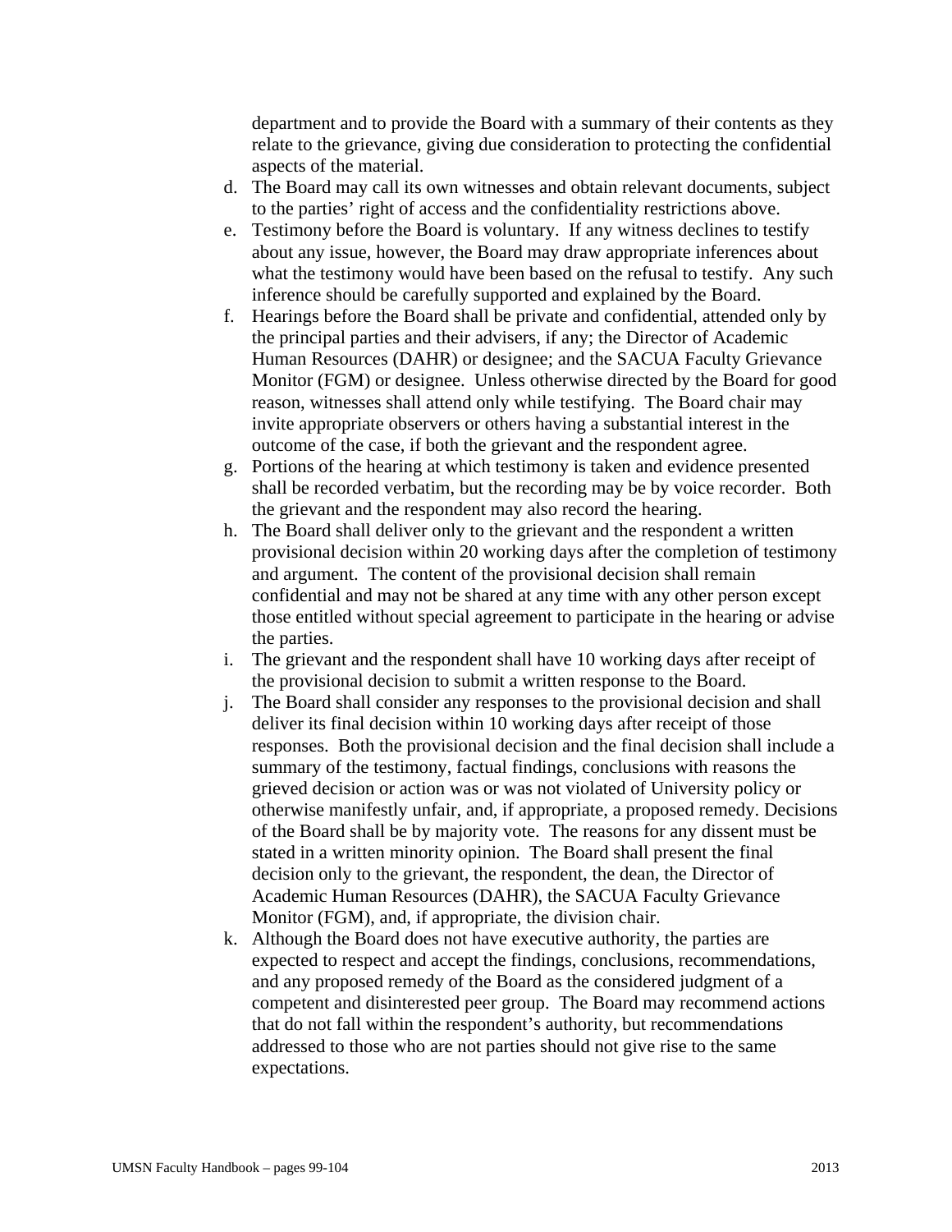department and to provide the Board with a summary of their contents as they relate to the grievance, giving due consideration to protecting the confidential aspects of the material.

d. The Board may call its own witnesses and obtain relevant documents, subject to the parties' right of access and the confidentiality restrictions above.
e. Testimony before the Board is voluntary. If any witness declines to testify about any issue, however, the Board may draw appropriate inferences about what the testimony would have been based on the refusal to testify. Any such inference should be carefully supported and explained by the Board.
f. Hearings before the Board shall be private and confidential, attended only by the principal parties and their advisers, if any; the Director of Academic Human Resources (DAHR) or designee; and the SACUA Faculty Grievance Monitor (FGM) or designee. Unless otherwise directed by the Board for good reason, witnesses shall attend only while testifying. The Board chair may invite appropriate observers or others having a substantial interest in the outcome of the case, if both the grievant and the respondent agree.
g. Portions of the hearing at which testimony is taken and evidence presented shall be recorded verbatim, but the recording may be by voice recorder. Both the grievant and the respondent may also record the hearing.
h. The Board shall deliver only to the grievant and the respondent a written provisional decision within 20 working days after the completion of testimony and argument. The content of the provisional decision shall remain confidential and may not be shared at any time with any other person except those entitled without special agreement to participate in the hearing or advise the parties.
i. The grievant and the respondent shall have 10 working days after receipt of the provisional decision to submit a written response to the Board.
j. The Board shall consider any responses to the provisional decision and shall deliver its final decision within 10 working days after receipt of those responses. Both the provisional decision and the final decision shall include a summary of the testimony, factual findings, conclusions with reasons the grieved decision or action was or was not violated of University policy or otherwise manifestly unfair, and, if appropriate, a proposed remedy. Decisions of the Board shall be by majority vote. The reasons for any dissent must be stated in a written minority opinion. The Board shall present the final decision only to the grievant, the respondent, the dean, the Director of Academic Human Resources (DAHR), the SACUA Faculty Grievance Monitor (FGM), and, if appropriate, the division chair.
k. Although the Board does not have executive authority, the parties are expected to respect and accept the findings, conclusions, recommendations, and any proposed remedy of the Board as the considered judgment of a competent and disinterested peer group. The Board may recommend actions that do not fall within the respondent's authority, but recommendations addressed to those who are not parties should not give rise to the same expectations.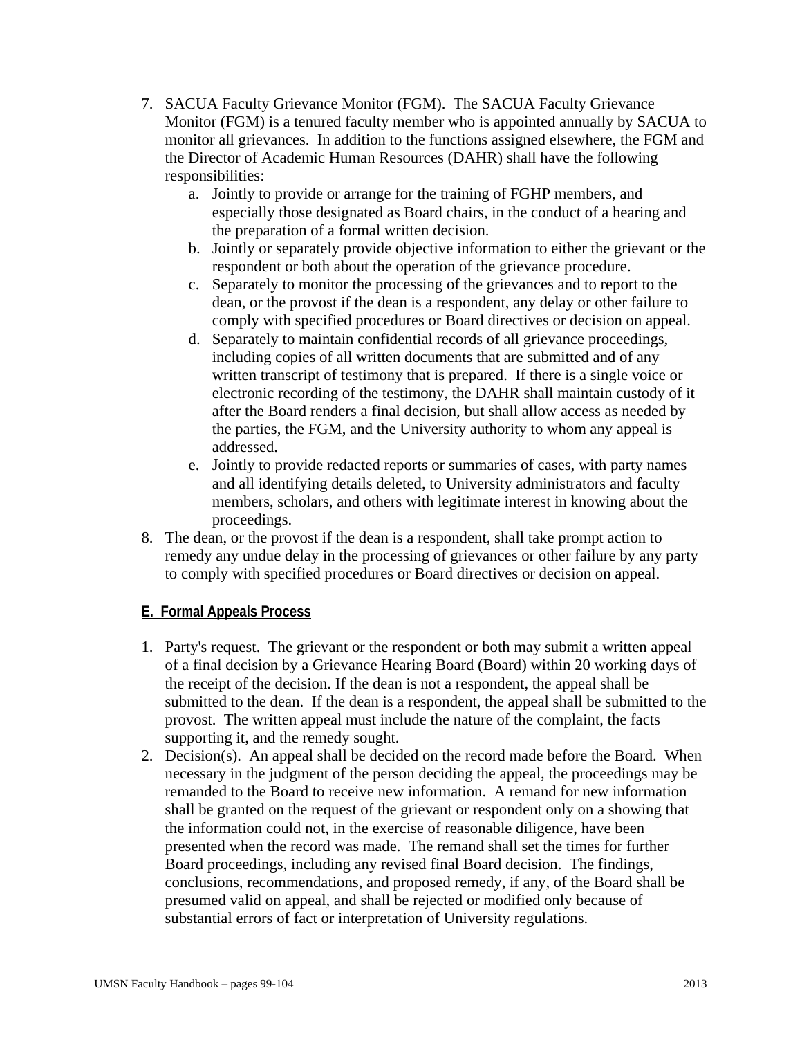7. SACUA Faculty Grievance Monitor (FGM). The SACUA Faculty Grievance Monitor (FGM) is a tenured faculty member who is appointed annually by SACUA to monitor all grievances. In addition to the functions assigned elsewhere, the FGM and the Director of Academic Human Resources (DAHR) shall have the following responsibilities:
    a. Jointly to provide or arrange for the training of FGHP members, and especially those designated as Board chairs, in the conduct of a hearing and the preparation of a formal written decision.
    b. Jointly or separately provide objective information to either the grievant or the respondent or both about the operation of the grievance procedure.
    c. Separately to monitor the processing of the grievances and to report to the dean, or the provost if the dean is a respondent, any delay or other failure to comply with specified procedures or Board directives or decision on appeal.
    d. Separately to maintain confidential records of all grievance proceedings, including copies of all written documents that are submitted and of any written transcript of testimony that is prepared. If there is a single voice or electronic recording of the testimony, the DAHR shall maintain custody of it after the Board renders a final decision, but shall allow access as needed by the parties, the FGM, and the University authority to whom any appeal is addressed.
    e. Jointly to provide redacted reports or summaries of cases, with party names and all identifying details deleted, to University administrators and faculty members, scholars, and others with legitimate interest in knowing about the proceedings.
8. The dean, or the provost if the dean is a respondent, shall take prompt action to remedy any undue delay in the processing of grievances or other failure by any party to comply with specified procedures or Board directives or decision on appeal.

**E. Formal Appeals Process**

1. Party's request. The grievant or the respondent or both may submit a written appeal of a final decision by a Grievance Hearing Board (Board) within 20 working days of the receipt of the decision. If the dean is not a respondent, the appeal shall be submitted to the dean. If the dean is a respondent, the appeal shall be submitted to the provost. The written appeal must include the nature of the complaint, the facts supporting it, and the remedy sought.
2. Decision(s). An appeal shall be decided on the record made before the Board. When necessary in the judgment of the person deciding the appeal, the proceedings may be remanded to the Board to receive new information. A remand for new information shall be granted on the request of the grievant or respondent only on a showing that the information could not, in the exercise of reasonable diligence, have been presented when the record was made. The remand shall set the times for further Board proceedings, including any revised final Board decision. The findings, conclusions, recommendations, and proposed remedy, if any, of the Board shall be presumed valid on appeal, and shall be rejected or modified only because of substantial errors of fact or interpretation of University regulations.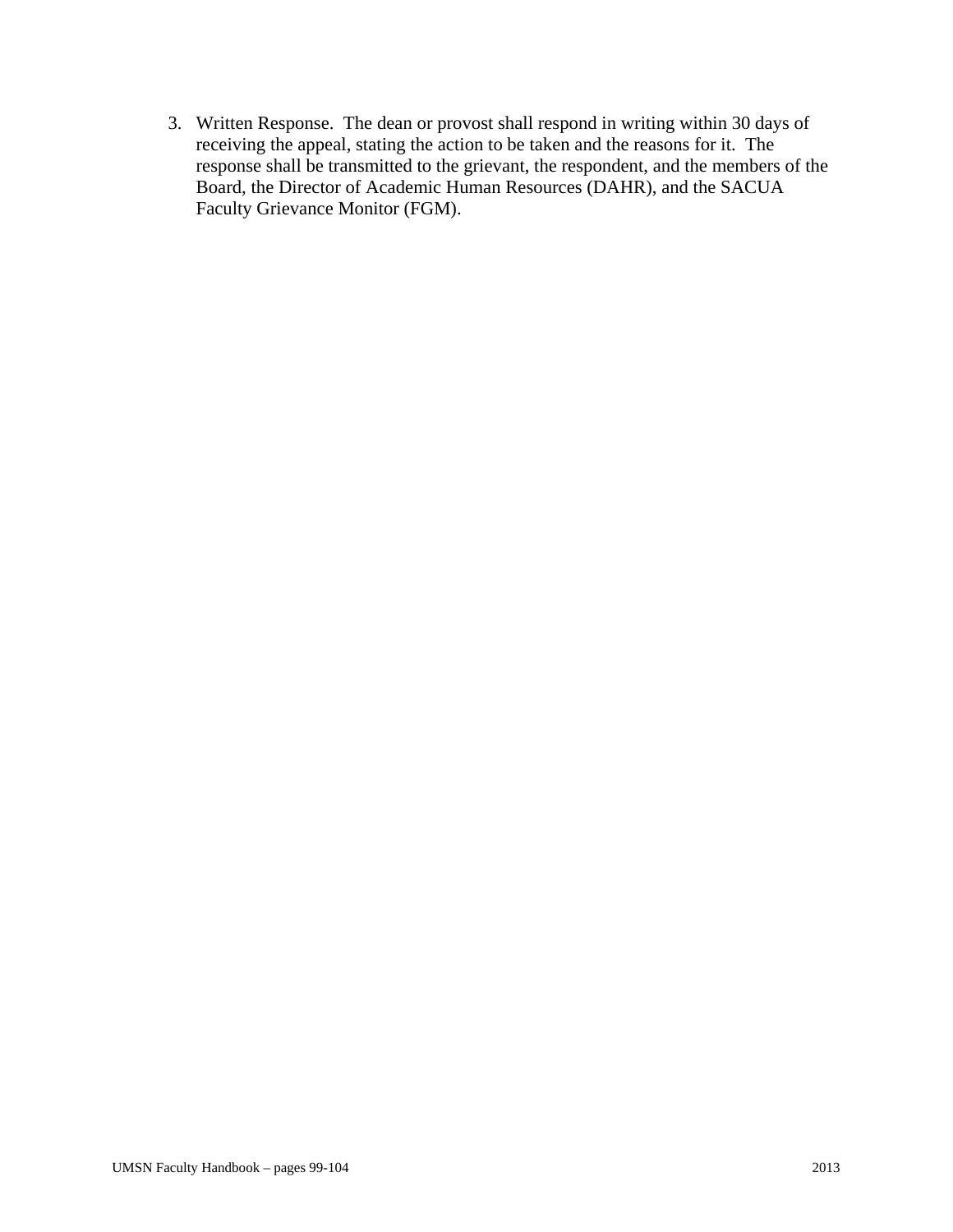3. Written Response. The dean or provost shall respond in writing within 30 days of receiving the appeal, stating the action to be taken and the reasons for it. The response shall be transmitted to the grievant, the respondent, and the members of the Board, the Director of Academic Human Resources (DAHR), and the SACUA Faculty Grievance Monitor (FGM).